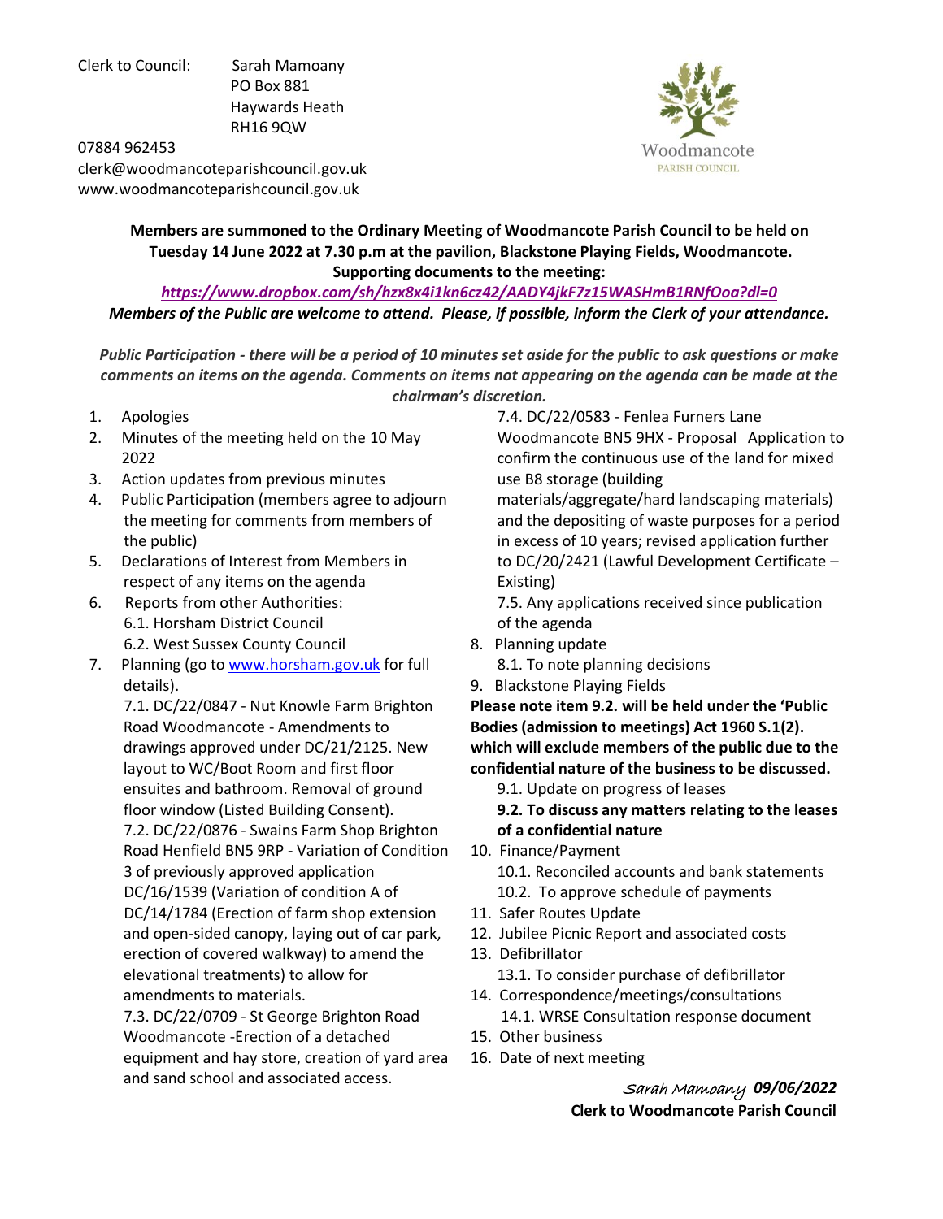Clerk to Council: Sarah Mamoany
PO Box 881
Haywards Heath
RH16 9QW

07884 962453
clerk@woodmancoteparishcouncil.gov.uk
www.woodmancoteparishcouncil.gov.uk

Woodmancote
PARISH COUNCIL

**Members are summoned to the Ordinary Meeting of Woodmancote Parish Council to be held on Tuesday 14 June 2022 at 7.30 p.m at the pavilion, Blackstone Playing Fields, Woodmancote.**
**Supporting documents to the meeting:**

***https://www.dropbox.com/sh/hzx8x4i1kn6cz42/AADY4jkF7z15WASHmB1RNfOoa?dl=0***

***Members of the Public are welcome to attend. Please, if possible, inform the Clerk of your attendance.***

*Public Participation - there will be a period of 10 minutes set aside for the public to ask questions or make comments on items on the agenda. Comments on items not appearing on the agenda can be made at the chairman's discretion.*

1. Apologies
2. Minutes of the meeting held on the 10 May 2022
3. Action updates from previous minutes
4. Public Participation (members agree to adjourn the meeting for comments from members of the public)
5. Declarations of Interest from Members in respect of any items on the agenda
6. Reports from other Authorities:
   6.1. Horsham District Council
   6.2. West Sussex County Council
7. Planning (go to www.horsham.gov.uk for full details).
   7.1. DC/22/0847 - Nut Knowle Farm Brighton Road Woodmancote - Amendments to drawings approved under DC/21/2125. New layout to WC/Boot Room and first floor ensuites and bathroom. Removal of ground floor window (Listed Building Consent).
   7.2. DC/22/0876 - Swains Farm Shop Brighton Road Henfield BN5 9RP - Variation of Condition 3 of previously approved application DC/16/1539 (Variation of condition A of DC/14/1784 (Erection of farm shop extension and open-sided canopy, laying out of car park, erection of covered walkway) to amend the elevational treatments) to allow for amendments to materials.
   7.3. DC/22/0709 - St George Brighton Road Woodmancote -Erection of a detached equipment and hay store, creation of yard area and sand school and associated access.
   7.4. DC/22/0583 - Fenlea Furners Lane Woodmancote BN5 9HX - Proposal Application to confirm the continuous use of the land for mixed use B8 storage (building materials/aggregate/hard landscaping materials) and the depositing of waste purposes for a period in excess of 10 years; revised application further to DC/20/2421 (Lawful Development Certificate – Existing)
   7.5. Any applications received since publication of the agenda
8. Planning update
   8.1. To note planning decisions
9. Blackstone Playing Fields

   **Please note item 9.2. will be held under the 'Public Bodies (admission to meetings) Act 1960 S.1(2). which will exclude members of the public due to the confidential nature of the business to be discussed.**

   9.1. Update on progress of leases
   **9.2. To discuss any matters relating to the leases of a confidential nature**
10. Finance/Payment
    10.1. Reconciled accounts and bank statements
    10.2. To approve schedule of payments
11. Safer Routes Update
12. Jubilee Picnic Report and associated costs
13. Defibrillator
    13.1. To consider purchase of defibrillator
14. Correspondence/meetings/consultations
    14.1. WRSE Consultation response document
15. Other business
16. Date of next meeting

*Sarah Mamoany* ***09/06/2022***
**Clerk to Woodmancote Parish Council**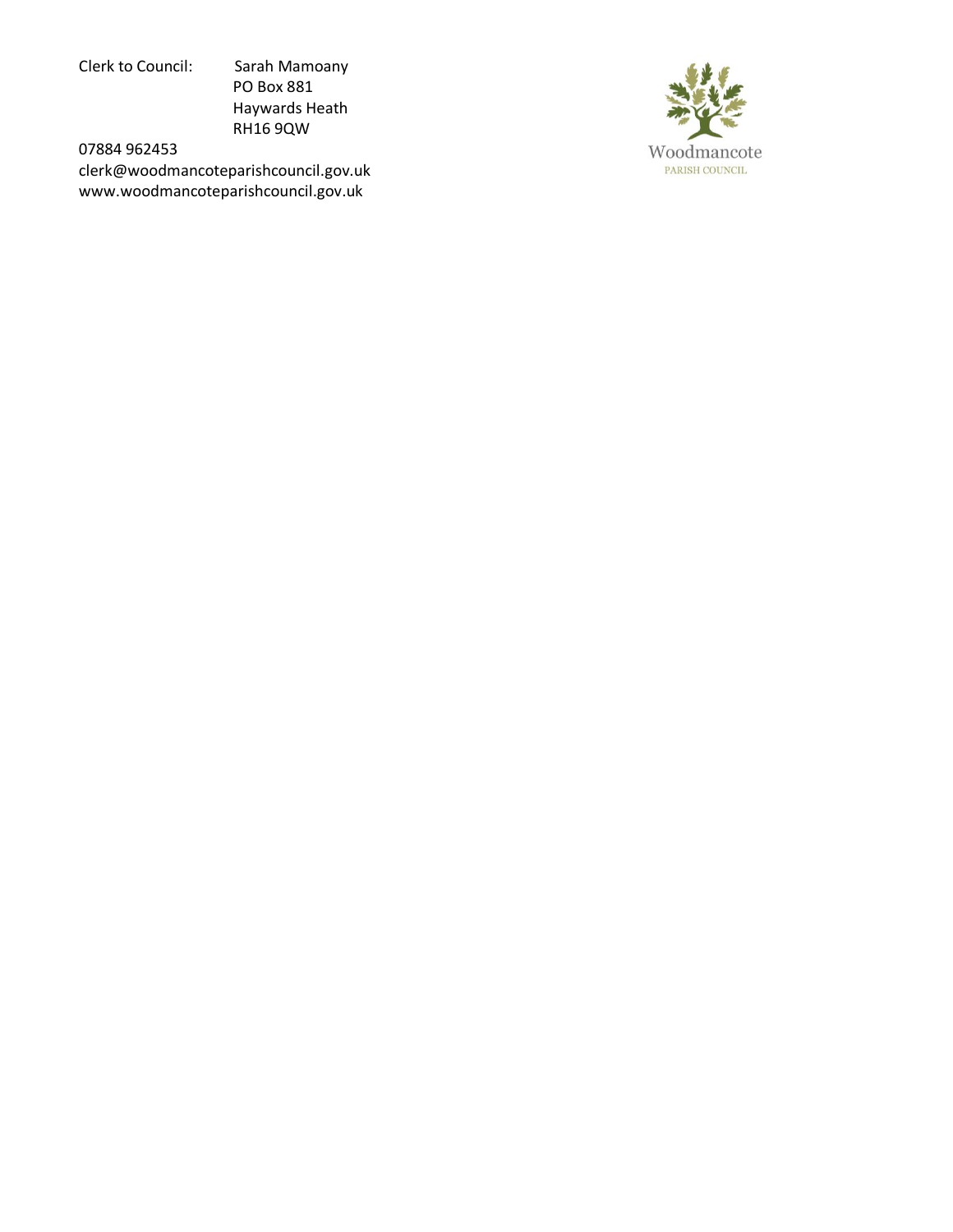Clerk to Council: Sarah Mamoany
PO Box 881
Haywards Heath
RH16 9QW

07884 962453
clerk@woodmancoteparishcouncil.gov.uk
www.woodmancoteparishcouncil.gov.uk

Woodmancote
PARISH COUNCIL